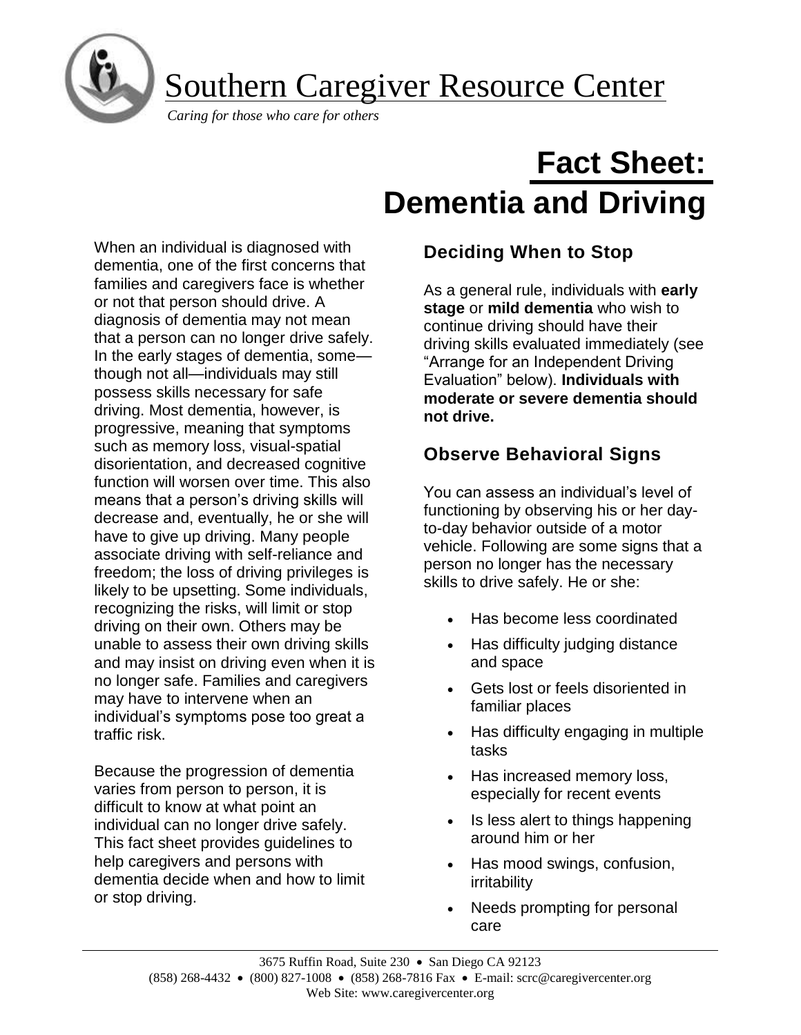# Southern Caregiver Resource Center

*Caring for those who care for others*

# Fact Sheet: Dementia and Driving

When an individual is diagnosed with dementia, one of the first concerns that families and caregivers face is whether or not that person should drive. A diagnosis of dementia may not mean that a person can no longer drive safely. In the early stages of dementia, some—though not all—individuals may still possess skills necessary for safe driving. Most dementia, however, is progressive, meaning that symptoms such as memory loss, visual-spatial disorientation, and decreased cognitive function will worsen over time. This also means that a person's driving skills will decrease and, eventually, he or she will have to give up driving. Many people associate driving with self-reliance and freedom; the loss of driving privileges is likely to be upsetting. Some individuals, recognizing the risks, will limit or stop driving on their own. Others may be unable to assess their own driving skills and may insist on driving even when it is no longer safe. Families and caregivers may have to intervene when an individual's symptoms pose too great a traffic risk.

Because the progression of dementia varies from person to person, it is difficult to know at what point an individual can no longer drive safely. This fact sheet provides guidelines to help caregivers and persons with dementia decide when and how to limit or stop driving.

## Deciding When to Stop

As a general rule, individuals with **early stage** or **mild dementia** who wish to continue driving should have their driving skills evaluated immediately (see "Arrange for an Independent Driving Evaluation" below). **Individuals with moderate or severe dementia should not drive.**

## Observe Behavioral Signs

You can assess an individual's level of functioning by observing his or her day-to-day behavior outside of a motor vehicle. Following are some signs that a person no longer has the necessary skills to drive safely. He or she:

- Has become less coordinated
- Has difficulty judging distance and space
- Gets lost or feels disoriented in familiar places
- Has difficulty engaging in multiple tasks
- Has increased memory loss, especially for recent events
- Is less alert to things happening around him or her
- Has mood swings, confusion, irritability
- Needs prompting for personal care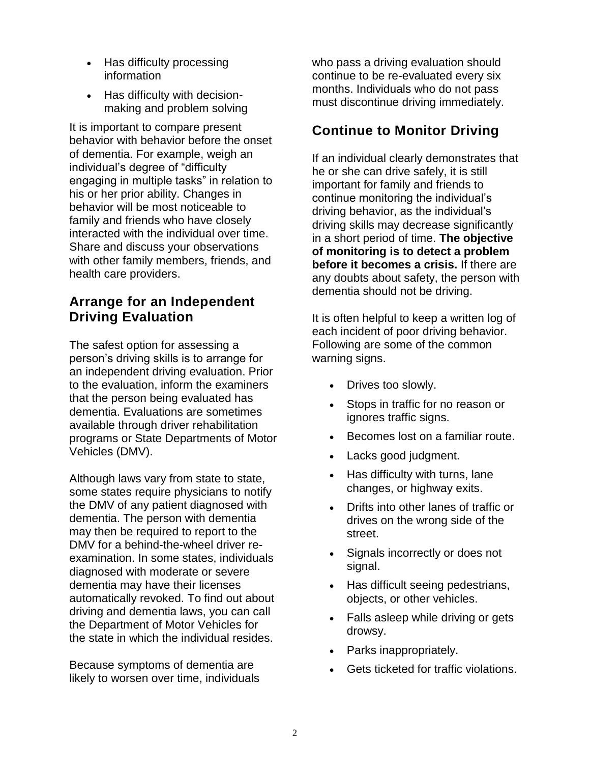- Has difficulty processing information
- Has difficulty with decision-making and problem solving

It is important to compare present behavior with behavior before the onset of dementia. For example, weigh an individual's degree of "difficulty engaging in multiple tasks" in relation to his or her prior ability. Changes in behavior will be most noticeable to family and friends who have closely interacted with the individual over time. Share and discuss your observations with other family members, friends, and health care providers.

## Arrange for an Independent Driving Evaluation

The safest option for assessing a person's driving skills is to arrange for an independent driving evaluation. Prior to the evaluation, inform the examiners that the person being evaluated has dementia. Evaluations are sometimes available through driver rehabilitation programs or State Departments of Motor Vehicles (DMV).

Although laws vary from state to state, some states require physicians to notify the DMV of any patient diagnosed with dementia. The person with dementia may then be required to report to the DMV for a behind-the-wheel driver re-examination. In some states, individuals diagnosed with moderate or severe dementia may have their licenses automatically revoked. To find out about driving and dementia laws, you can call the Department of Motor Vehicles for the state in which the individual resides.

Because symptoms of dementia are likely to worsen over time, individuals who pass a driving evaluation should continue to be re-evaluated every six months. Individuals who do not pass must discontinue driving immediately.

## Continue to Monitor Driving

If an individual clearly demonstrates that he or she can drive safely, it is still important for family and friends to continue monitoring the individual's driving behavior, as the individual's driving skills may decrease significantly in a short period of time. **The objective of monitoring is to detect a problem before it becomes a crisis.** If there are any doubts about safety, the person with dementia should not be driving.

It is often helpful to keep a written log of each incident of poor driving behavior. Following are some of the common warning signs.

- Drives too slowly.
- Stops in traffic for no reason or ignores traffic signs.
- Becomes lost on a familiar route.
- Lacks good judgment.
- Has difficulty with turns, lane changes, or highway exits.
- Drifts into other lanes of traffic or drives on the wrong side of the street.
- Signals incorrectly or does not signal.
- Has difficult seeing pedestrians, objects, or other vehicles.
- Falls asleep while driving or gets drowsy.
- Parks inappropriately.
- Gets ticketed for traffic violations.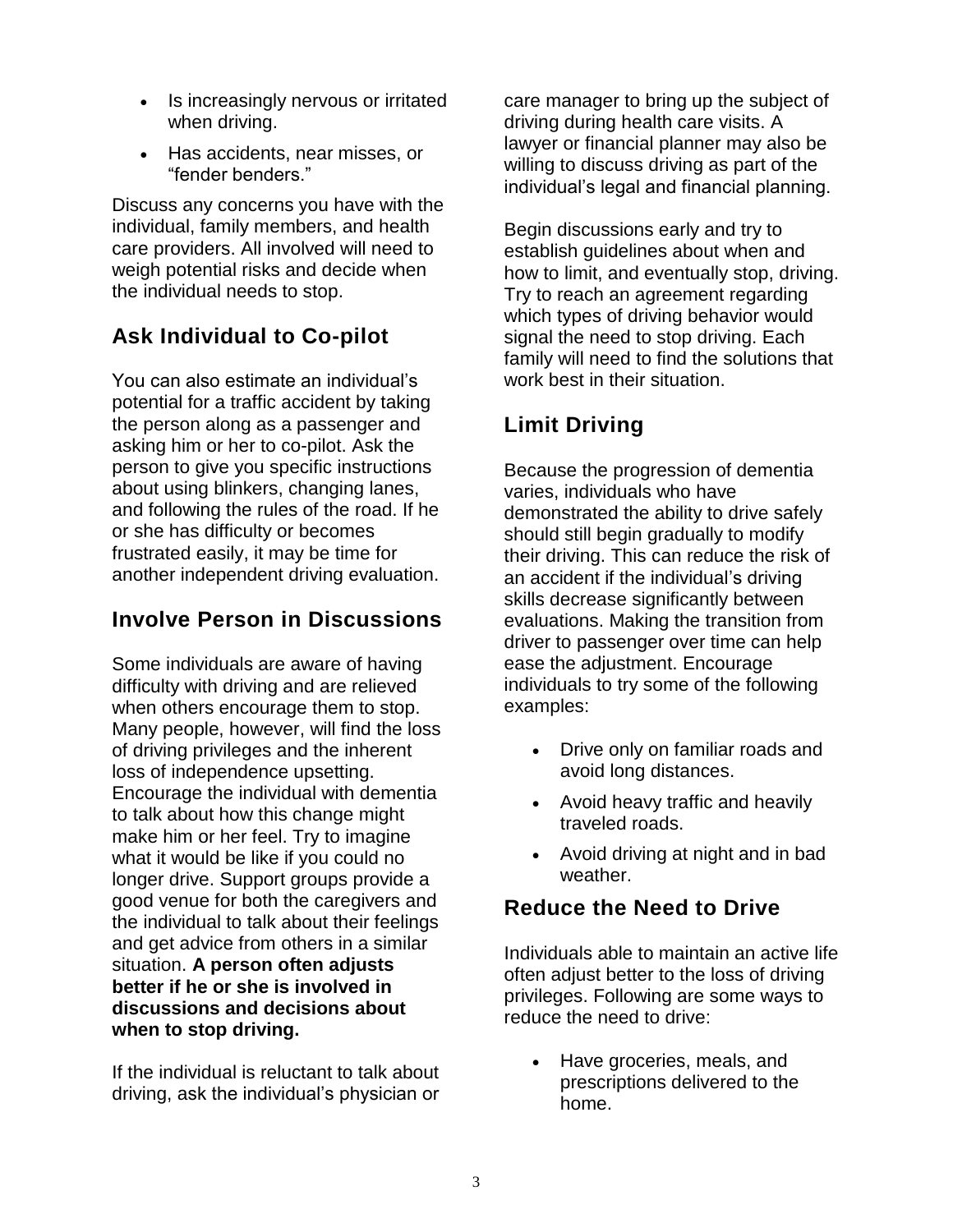- Is increasingly nervous or irritated when driving.
- Has accidents, near misses, or "fender benders."

Discuss any concerns you have with the individual, family members, and health care providers. All involved will need to weigh potential risks and decide when the individual needs to stop.

## Ask Individual to Co-pilot

You can also estimate an individual's potential for a traffic accident by taking the person along as a passenger and asking him or her to co-pilot. Ask the person to give you specific instructions about using blinkers, changing lanes, and following the rules of the road. If he or she has difficulty or becomes frustrated easily, it may be time for another independent driving evaluation.

## Involve Person in Discussions

Some individuals are aware of having difficulty with driving and are relieved when others encourage them to stop. Many people, however, will find the loss of driving privileges and the inherent loss of independence upsetting. Encourage the individual with dementia to talk about how this change might make him or her feel. Try to imagine what it would be like if you could no longer drive. Support groups provide a good venue for both the caregivers and the individual to talk about their feelings and get advice from others in a similar situation. **A person often adjusts better if he or she is involved in discussions and decisions about when to stop driving.**

If the individual is reluctant to talk about driving, ask the individual's physician or care manager to bring up the subject of driving during health care visits. A lawyer or financial planner may also be willing to discuss driving as part of the individual's legal and financial planning.

Begin discussions early and try to establish guidelines about when and how to limit, and eventually stop, driving. Try to reach an agreement regarding which types of driving behavior would signal the need to stop driving. Each family will need to find the solutions that work best in their situation.

## Limit Driving

Because the progression of dementia varies, individuals who have demonstrated the ability to drive safely should still begin gradually to modify their driving. This can reduce the risk of an accident if the individual's driving skills decrease significantly between evaluations. Making the transition from driver to passenger over time can help ease the adjustment. Encourage individuals to try some of the following examples:

- Drive only on familiar roads and avoid long distances.
- Avoid heavy traffic and heavily traveled roads.
- Avoid driving at night and in bad weather.

## Reduce the Need to Drive

Individuals able to maintain an active life often adjust better to the loss of driving privileges. Following are some ways to reduce the need to drive:

- Have groceries, meals, and prescriptions delivered to the home.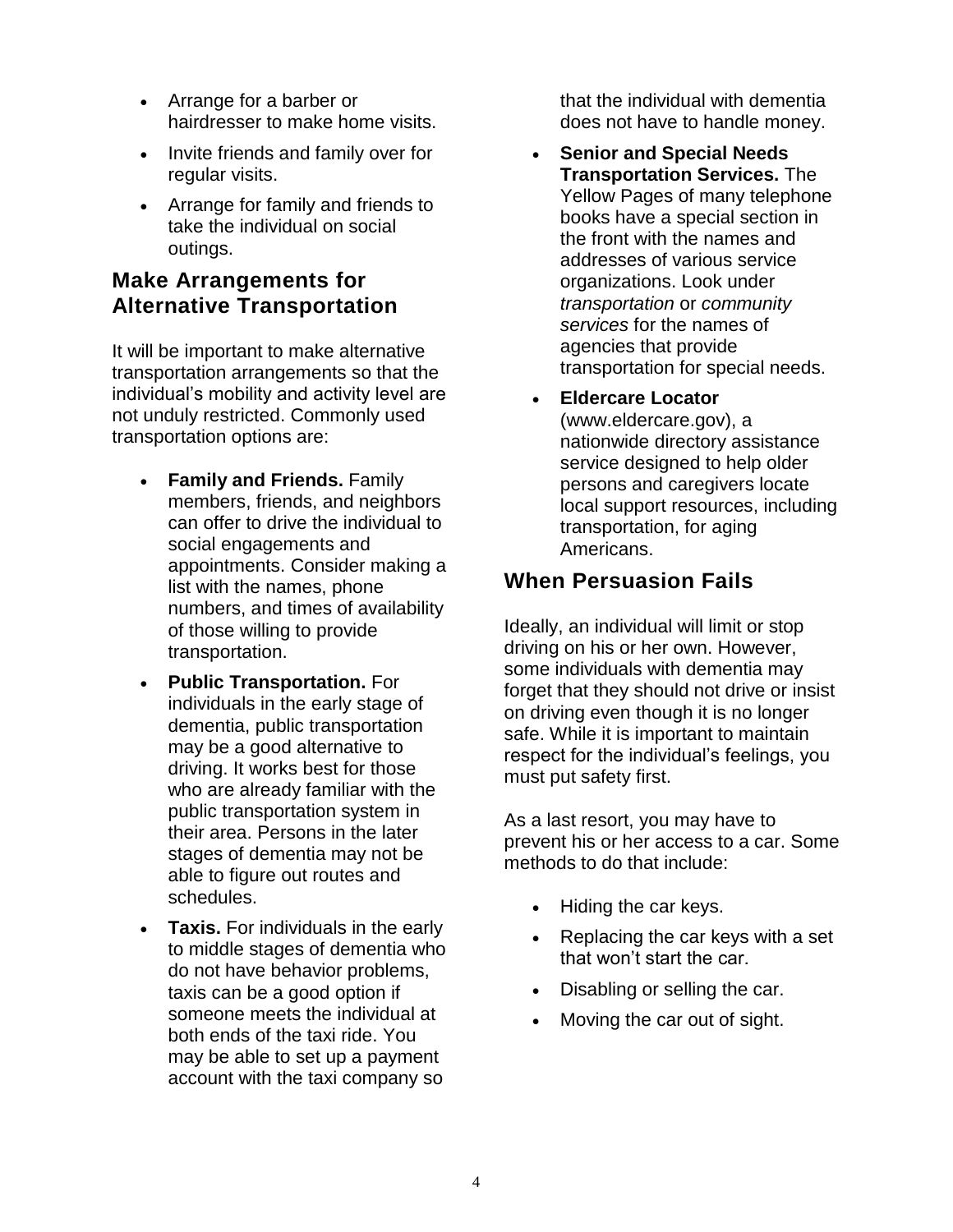- Arrange for a barber or hairdresser to make home visits.
- Invite friends and family over for regular visits.
- Arrange for family and friends to take the individual on social outings.

## Make Arrangements for Alternative Transportation

It will be important to make alternative transportation arrangements so that the individual's mobility and activity level are not unduly restricted. Commonly used transportation options are:

- **Family and Friends.** Family members, friends, and neighbors can offer to drive the individual to social engagements and appointments. Consider making a list with the names, phone numbers, and times of availability of those willing to provide transportation.
- **Public Transportation.** For individuals in the early stage of dementia, public transportation may be a good alternative to driving. It works best for those who are already familiar with the public transportation system in their area. Persons in the later stages of dementia may not be able to figure out routes and schedules.
- **Taxis.** For individuals in the early to middle stages of dementia who do not have behavior problems, taxis can be a good option if someone meets the individual at both ends of the taxi ride. You may be able to set up a payment account with the taxi company so that the individual with dementia does not have to handle money.
- **Senior and Special Needs Transportation Services.** The Yellow Pages of many telephone books have a special section in the front with the names and addresses of various service organizations. Look under *transportation* or *community services* for the names of agencies that provide transportation for special needs.
- **Eldercare Locator** (www.eldercare.gov), a nationwide directory assistance service designed to help older persons and caregivers locate local support resources, including transportation, for aging Americans.

## When Persuasion Fails

Ideally, an individual will limit or stop driving on his or her own. However, some individuals with dementia may forget that they should not drive or insist on driving even though it is no longer safe. While it is important to maintain respect for the individual's feelings, you must put safety first.

As a last resort, you may have to prevent his or her access to a car. Some methods to do that include:

- Hiding the car keys.
- Replacing the car keys with a set that won't start the car.
- Disabling or selling the car.
- Moving the car out of sight.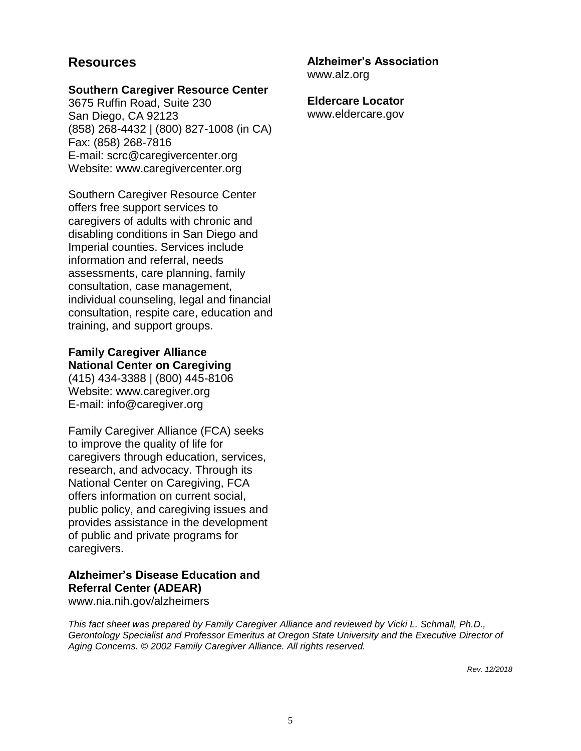## Resources

**Southern Caregiver Resource Center**
3675 Ruffin Road, Suite 230
San Diego, CA 92123
(858) 268-4432 | (800) 827-1008 (in CA)
Fax: (858) 268-7816
E-mail: scrc@caregivercenter.org
Website: www.caregivercenter.org

Southern Caregiver Resource Center offers free support services to caregivers of adults with chronic and disabling conditions in San Diego and Imperial counties. Services include information and referral, needs assessments, care planning, family consultation, case management, individual counseling, legal and financial consultation, respite care, education and training, and support groups.

**Family Caregiver Alliance**
**National Center on Caregiving**
(415) 434-3388 | (800) 445-8106
Website: www.caregiver.org
E-mail: info@caregiver.org

Family Caregiver Alliance (FCA) seeks to improve the quality of life for caregivers through education, services, research, and advocacy. Through its National Center on Caregiving, FCA offers information on current social, public policy, and caregiving issues and provides assistance in the development of public and private programs for caregivers.

**Alzheimer's Disease Education and Referral Center (ADEAR)**
www.nia.nih.gov/alzheimers

**Alzheimer's Association**
www.alz.org

**Eldercare Locator**
www.eldercare.gov

*This fact sheet was prepared by Family Caregiver Alliance and reviewed by Vicki L. Schmall, Ph.D., Gerontology Specialist and Professor Emeritus at Oregon State University and the Executive Director of Aging Concerns. © 2002 Family Caregiver Alliance. All rights reserved.*

*Rev. 12/2018*